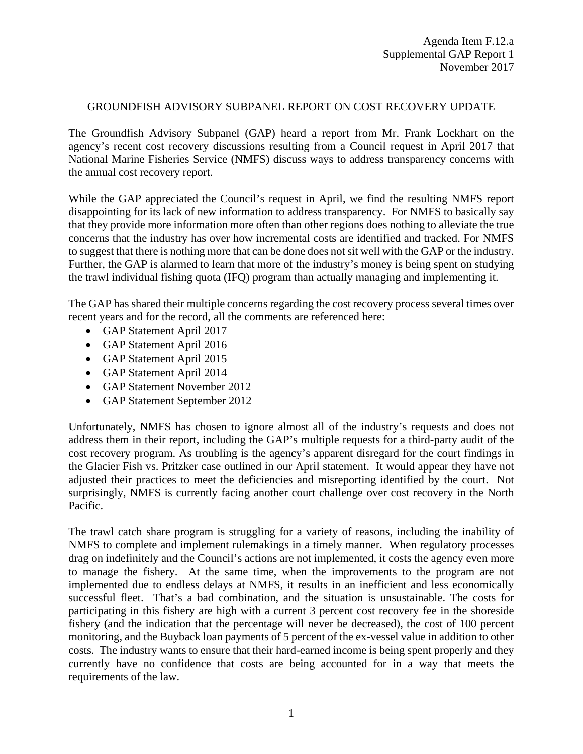Agenda Item F.12.a
Supplemental GAP Report 1
November 2017

# GROUNDFISH ADVISORY SUBPANEL REPORT ON COST RECOVERY UPDATE

The Groundfish Advisory Subpanel (GAP) heard a report from Mr. Frank Lockhart on the agency's recent cost recovery discussions resulting from a Council request in April 2017 that National Marine Fisheries Service (NMFS) discuss ways to address transparency concerns with the annual cost recovery report.

While the GAP appreciated the Council's request in April, we find the resulting NMFS report disappointing for its lack of new information to address transparency. For NMFS to basically say that they provide more information more often than other regions does nothing to alleviate the true concerns that the industry has over how incremental costs are identified and tracked. For NMFS to suggest that there is nothing more that can be done does not sit well with the GAP or the industry. Further, the GAP is alarmed to learn that more of the industry's money is being spent on studying the trawl individual fishing quota (IFQ) program than actually managing and implementing it.

The GAP has shared their multiple concerns regarding the cost recovery process several times over recent years and for the record, all the comments are referenced here:

- GAP Statement April 2017
- GAP Statement April 2016
- GAP Statement April 2015
- GAP Statement April 2014
- GAP Statement November 2012
- GAP Statement September 2012

Unfortunately, NMFS has chosen to ignore almost all of the industry's requests and does not address them in their report, including the GAP's multiple requests for a third-party audit of the cost recovery program. As troubling is the agency's apparent disregard for the court findings in the Glacier Fish vs. Pritzker case outlined in our April statement. It would appear they have not adjusted their practices to meet the deficiencies and misreporting identified by the court. Not surprisingly, NMFS is currently facing another court challenge over cost recovery in the North Pacific.

The trawl catch share program is struggling for a variety of reasons, including the inability of NMFS to complete and implement rulemakings in a timely manner. When regulatory processes drag on indefinitely and the Council's actions are not implemented, it costs the agency even more to manage the fishery. At the same time, when the improvements to the program are not implemented due to endless delays at NMFS, it results in an inefficient and less economically successful fleet. That's a bad combination, and the situation is unsustainable. The costs for participating in this fishery are high with a current 3 percent cost recovery fee in the shoreside fishery (and the indication that the percentage will never be decreased), the cost of 100 percent monitoring, and the Buyback loan payments of 5 percent of the ex-vessel value in addition to other costs. The industry wants to ensure that their hard-earned income is being spent properly and they currently have no confidence that costs are being accounted for in a way that meets the requirements of the law.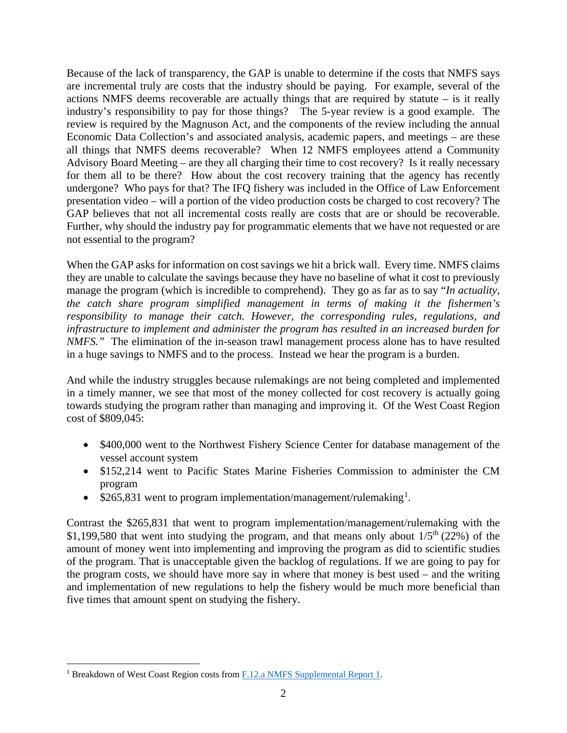Because of the lack of transparency, the GAP is unable to determine if the costs that NMFS says are incremental truly are costs that the industry should be paying. For example, several of the actions NMFS deems recoverable are actually things that are required by statute – is it really industry's responsibility to pay for those things? The 5-year review is a good example. The review is required by the Magnuson Act, and the components of the review including the annual Economic Data Collection's and associated analysis, academic papers, and meetings – are these all things that NMFS deems recoverable? When 12 NMFS employees attend a Community Advisory Board Meeting – are they all charging their time to cost recovery? Is it really necessary for them all to be there? How about the cost recovery training that the agency has recently undergone? Who pays for that? The IFQ fishery was included in the Office of Law Enforcement presentation video – will a portion of the video production costs be charged to cost recovery? The GAP believes that not all incremental costs really are costs that are or should be recoverable. Further, why should the industry pay for programmatic elements that we have not requested or are not essential to the program?

When the GAP asks for information on cost savings we hit a brick wall. Every time. NMFS claims they are unable to calculate the savings because they have no baseline of what it cost to previously manage the program (which is incredible to comprehend). They go as far as to say "*In actuality, the catch share program simplified management in terms of making it the fishermen's responsibility to manage their catch. However, the corresponding rules, regulations, and infrastructure to implement and administer the program has resulted in an increased burden for NMFS.*" The elimination of the in-season trawl management process alone has to have resulted in a huge savings to NMFS and to the process. Instead we hear the program is a burden.

And while the industry struggles because rulemakings are not being completed and implemented in a timely manner, we see that most of the money collected for cost recovery is actually going towards studying the program rather than managing and improving it. Of the West Coast Region cost of $809,045:

- $400,000 went to the Northwest Fishery Science Center for database management of the vessel account system
- $152,214 went to Pacific States Marine Fisheries Commission to administer the CM program
- $265,831 went to program implementation/management/rulemaking[1].

Contrast the $265,831 that went to program implementation/management/rulemaking with the $1,199,580 that went into studying the program, and that means only about 1/5$^{th}$ (22%) of the amount of money went into implementing and improving the program as did to scientific studies of the program. That is unacceptable given the backlog of regulations. If we are going to pay for the program costs, we should have more say in where that money is best used – and the writing and implementation of new regulations to help the fishery would be much more beneficial than five times that amount spent on studying the fishery.

---

[1] Breakdown of West Coast Region costs from F.12.a NMFS Supplemental Report 1.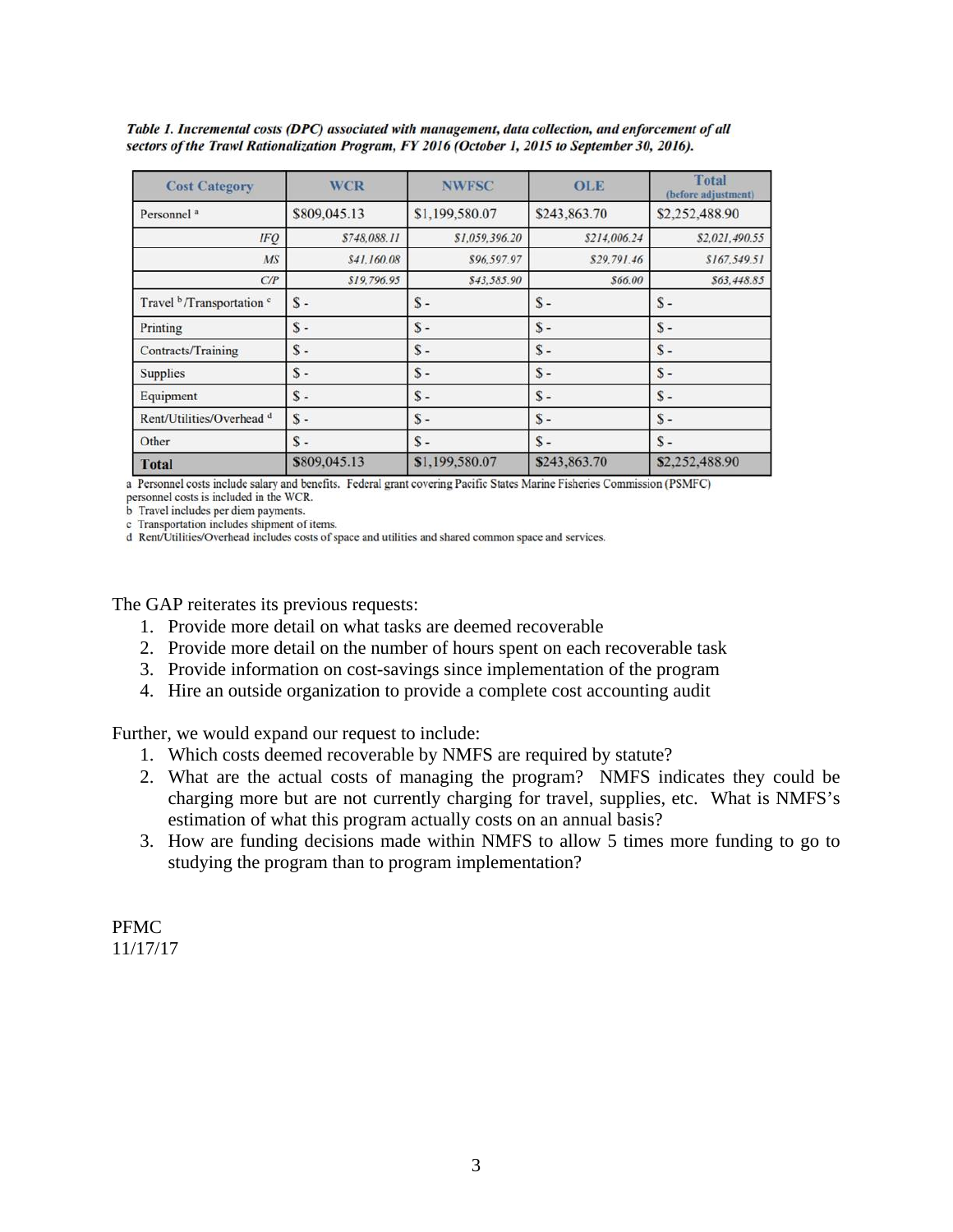***Table 1. Incremental costs (DPC) associated with management, data collection, and enforcement of all sectors of the Trawl Rationalization Program, FY 2016 (October 1, 2015 to September 30, 2016).***

| Cost Category | WCR | NWFSC | OLE | Total (before adjustment) |
|---|---|---|---|---|
| Personnel [a] | $809,045.13 | $1,199,580.07 | $243,863.70 | $2,252,488.90 |
| *IFQ* | *$748,088.11* | *$1,059,396.20* | *$214,006.24* | *$2,021,490.55* |
| *MS* | *$41,160.08* | *$96,597.97* | *$29,791.46* | *$167,549.51* |
| *C/P* | *$19,796.95* | *$43,585.90* | *$66.00* | *$63,448.85* |
| Travel [b]/Transportation [c] | $ - | $ - | $ - | $ - |
| Printing | $ - | $ - | $ - | $ - |
| Contracts/Training | $ - | $ - | $ - | $ - |
| Supplies | $ - | $ - | $ - | $ - |
| Equipment | $ - | $ - | $ - | $ - |
| Rent/Utilities/Overhead [d] | $ - | $ - | $ - | $ - |
| Other | $ - | $ - | $ - | $ - |
| **Total** | $809,045.13 | $1,199,580.07 | $243,863.70 | $2,252,488.90 |

a Personnel costs include salary and benefits. Federal grant covering Pacific States Marine Fisheries Commission (PSMFC) personnel costs is included in the WCR.
b Travel includes per diem payments.
c Transportation includes shipment of items.
d Rent/Utilities/Overhead includes costs of space and utilities and shared common space and services.

The GAP reiterates its previous requests:

1. Provide more detail on what tasks are deemed recoverable
2. Provide more detail on the number of hours spent on each recoverable task
3. Provide information on cost-savings since implementation of the program
4. Hire an outside organization to provide a complete cost accounting audit

Further, we would expand our request to include:

1. Which costs deemed recoverable by NMFS are required by statute?
2. What are the actual costs of managing the program? NMFS indicates they could be charging more but are not currently charging for travel, supplies, etc. What is NMFS's estimation of what this program actually costs on an annual basis?
3. How are funding decisions made within NMFS to allow 5 times more funding to go to studying the program than to program implementation?

PFMC
11/17/17